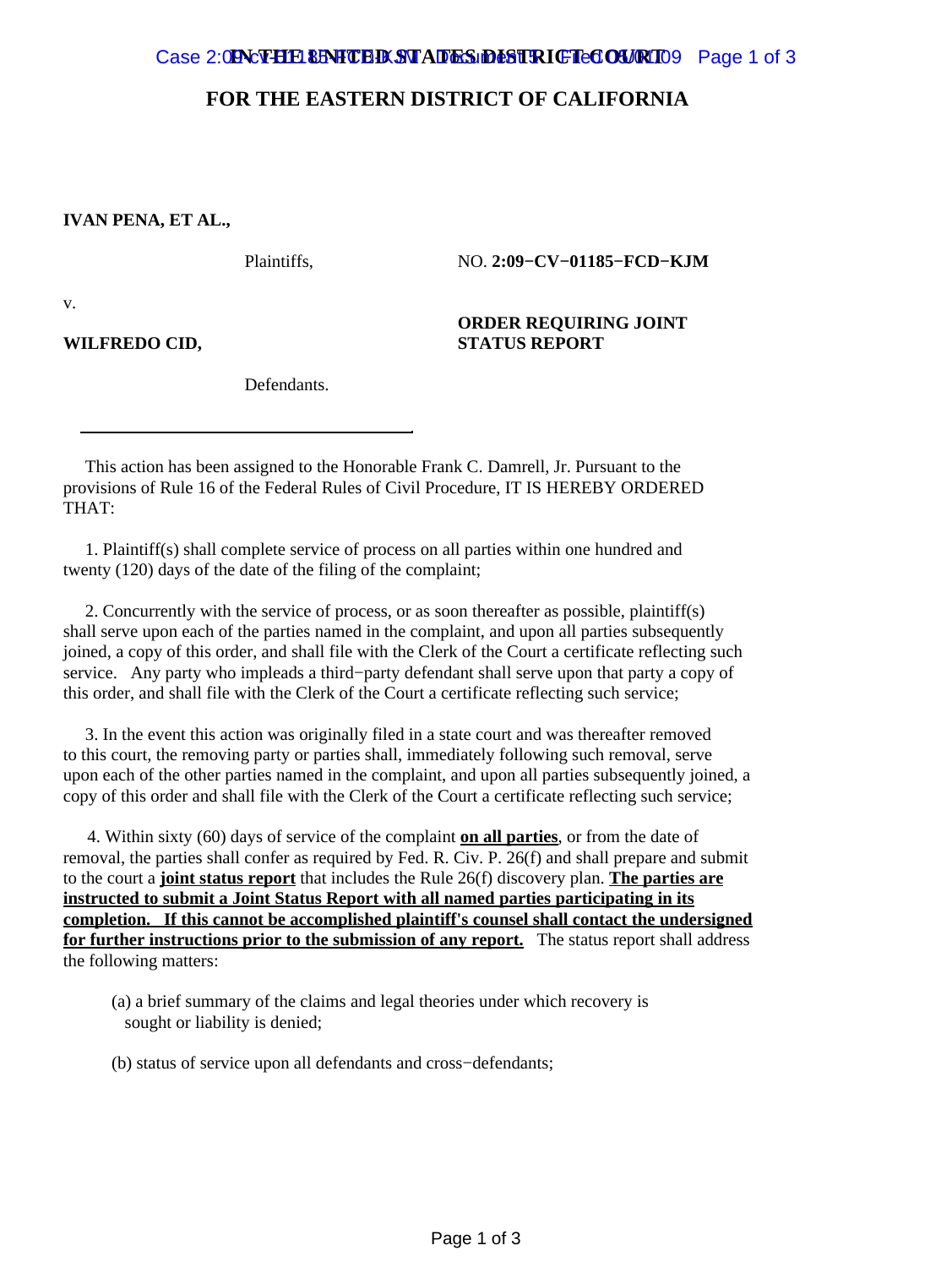# IN THE UNITED STATES DISTRICT COURT

## FOR THE EASTERN DISTRICT OF CALIFORNIA

**IVAN PENA, ET AL.,**

Plaintiffs,

NO. **2:09−CV−01185−FCD−KJM**

v.

**WILFREDO CID,**

Defendants.

**ORDER REQUIRING JOINT STATUS REPORT**

---

This action has been assigned to the Honorable Frank C. Damrell, Jr. Pursuant to the provisions of Rule 16 of the Federal Rules of Civil Procedure, IT IS HEREBY ORDERED THAT:

1. Plaintiff(s) shall complete service of process on all parties within one hundred and twenty (120) days of the date of the filing of the complaint;

2. Concurrently with the service of process, or as soon thereafter as possible, plaintiff(s) shall serve upon each of the parties named in the complaint, and upon all parties subsequently joined, a copy of this order, and shall file with the Clerk of the Court a certificate reflecting such service. Any party who impleads a third−party defendant shall serve upon that party a copy of this order, and shall file with the Clerk of the Court a certificate reflecting such service;

3. In the event this action was originally filed in a state court and was thereafter removed to this court, the removing party or parties shall, immediately following such removal, serve upon each of the other parties named in the complaint, and upon all parties subsequently joined, a copy of this order and shall file with the Clerk of the Court a certificate reflecting such service;

4. Within sixty (60) days of service of the complaint **on all parties**, or from the date of removal, the parties shall confer as required by Fed. R. Civ. P. 26(f) and shall prepare and submit to the court a **joint status report** that includes the Rule 26(f) discovery plan. **The parties are instructed to submit a Joint Status Report with all named parties participating in its completion. If this cannot be accomplished plaintiff's counsel shall contact the undersigned for further instructions prior to the submission of any report.** The status report shall address the following matters:

   (a) a brief summary of the claims and legal theories under which recovery is sought or liability is denied;

   (b) status of service upon all defendants and cross−defendants;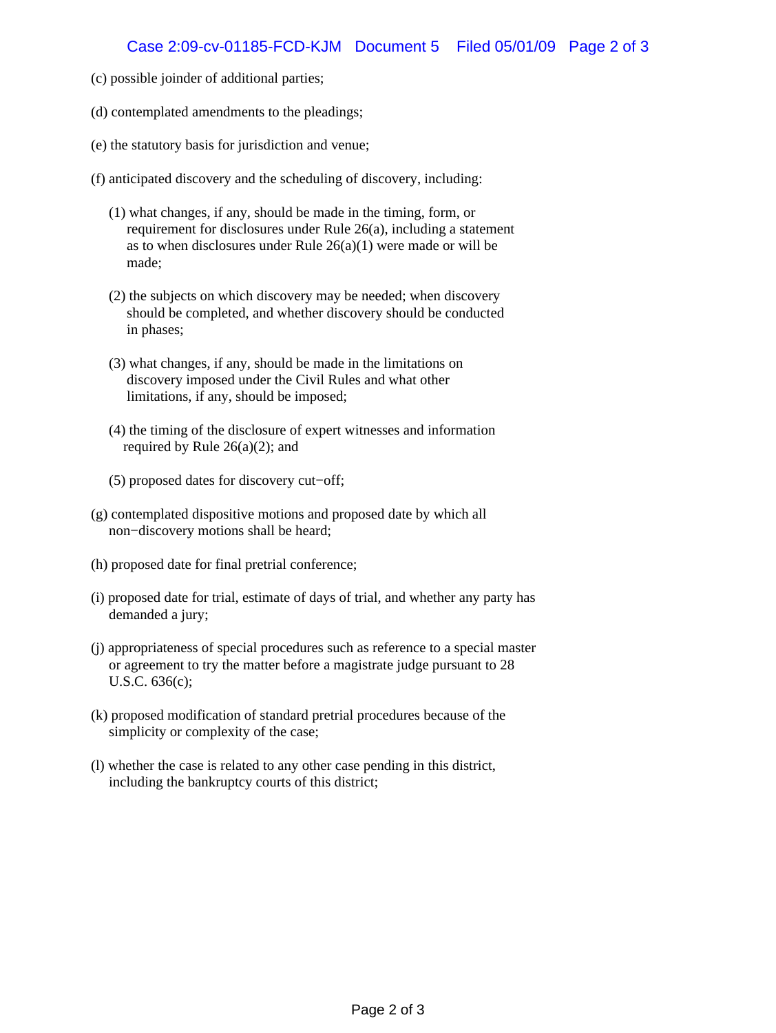(c) possible joinder of additional parties;

(d) contemplated amendments to the pleadings;

(e) the statutory basis for jurisdiction and venue;

(f) anticipated discovery and the scheduling of discovery, including:

(1) what changes, if any, should be made in the timing, form, or requirement for disclosures under Rule 26(a), including a statement as to when disclosures under Rule 26(a)(1) were made or will be made;

(2) the subjects on which discovery may be needed; when discovery should be completed, and whether discovery should be conducted in phases;

(3) what changes, if any, should be made in the limitations on discovery imposed under the Civil Rules and what other limitations, if any, should be imposed;

(4) the timing of the disclosure of expert witnesses and information required by Rule 26(a)(2); and

(5) proposed dates for discovery cut−off;

(g) contemplated dispositive motions and proposed date by which all non−discovery motions shall be heard;

(h) proposed date for final pretrial conference;

(i) proposed date for trial, estimate of days of trial, and whether any party has demanded a jury;

(j) appropriateness of special procedures such as reference to a special master or agreement to try the matter before a magistrate judge pursuant to 28 U.S.C. 636(c);

(k) proposed modification of standard pretrial procedures because of the simplicity or complexity of the case;

(l) whether the case is related to any other case pending in this district, including the bankruptcy courts of this district;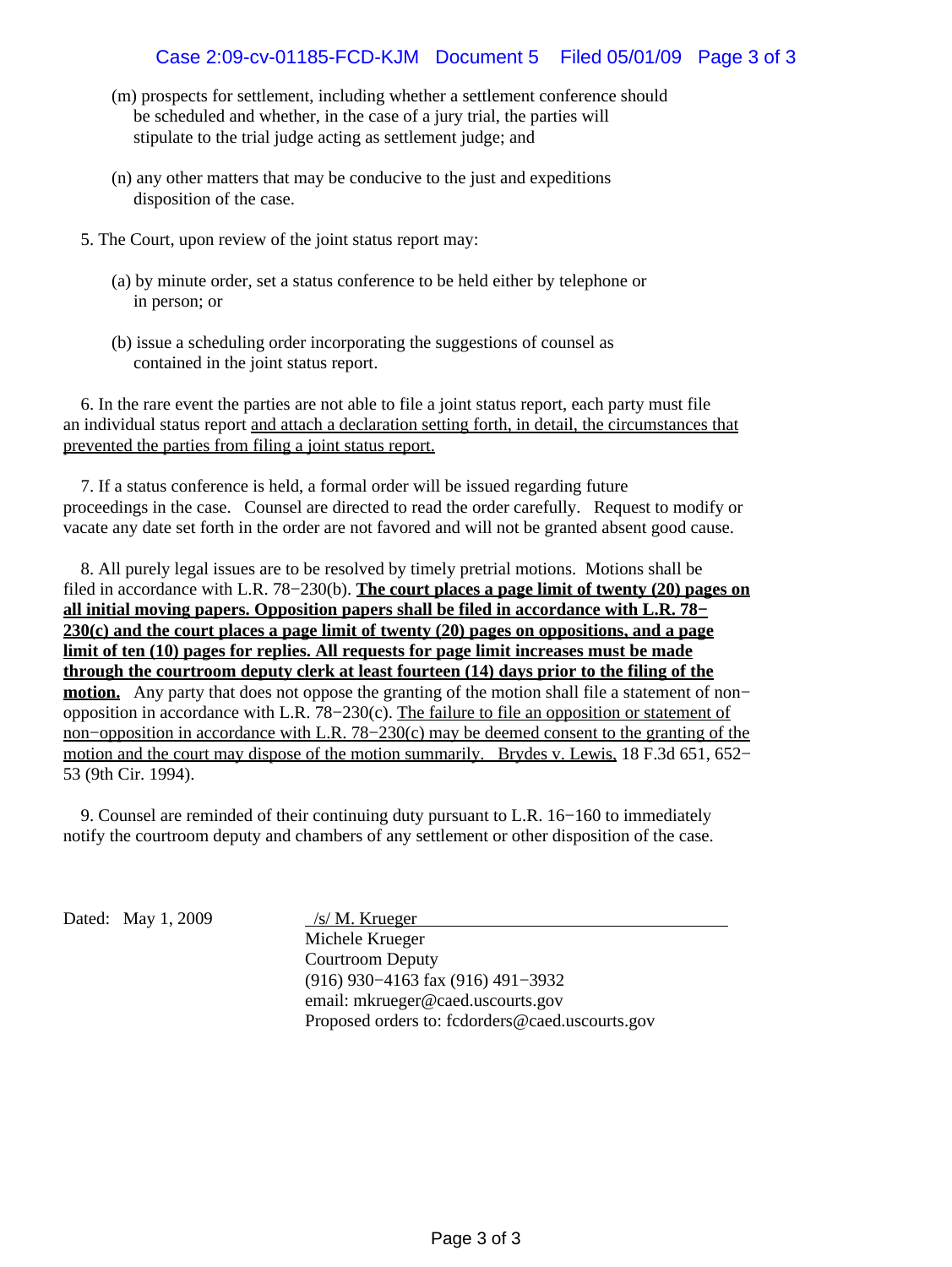(m) prospects for settlement, including whether a settlement conference should be scheduled and whether, in the case of a jury trial, the parties will stipulate to the trial judge acting as settlement judge; and

(n) any other matters that may be conducive to the just and expeditions disposition of the case.

5. The Court, upon review of the joint status report may:

(a) by minute order, set a status conference to be held either by telephone or in person; or

(b) issue a scheduling order incorporating the suggestions of counsel as contained in the joint status report.

6. In the rare event the parties are not able to file a joint status report, each party must file an individual status report and attach a declaration setting forth, in detail, the circumstances that prevented the parties from filing a joint status report.

7. If a status conference is held, a formal order will be issued regarding future proceedings in the case. Counsel are directed to read the order carefully. Request to modify or vacate any date set forth in the order are not favored and will not be granted absent good cause.

8. All purely legal issues are to be resolved by timely pretrial motions. Motions shall be filed in accordance with L.R. 78−230(b). **The court places a page limit of twenty (20) pages on all initial moving papers. Opposition papers shall be filed in accordance with L.R. 78−230(c) and the court places a page limit of twenty (20) pages on oppositions, and a page limit of ten (10) pages for replies. All requests for page limit increases must be made through the courtroom deputy clerk at least fourteen (14) days prior to the filing of the motion.** Any party that does not oppose the granting of the motion shall file a statement of non−opposition in accordance with L.R. 78−230(c). The failure to file an opposition or statement of non−opposition in accordance with L.R. 78−230(c) may be deemed consent to the granting of the motion and the court may dispose of the motion summarily. Brydes v. Lewis, 18 F.3d 651, 652−53 (9th Cir. 1994).

9. Counsel are reminded of their continuing duty pursuant to L.R. 16−160 to immediately notify the courtroom deputy and chambers of any settlement or other disposition of the case.

Dated: May 1, 2009

/s/ M. Krueger
Michele Krueger
Courtroom Deputy
(916) 930−4163 fax (916) 491−3932
email: mkrueger@caed.uscourts.gov
Proposed orders to: fcdorders@caed.uscourts.gov